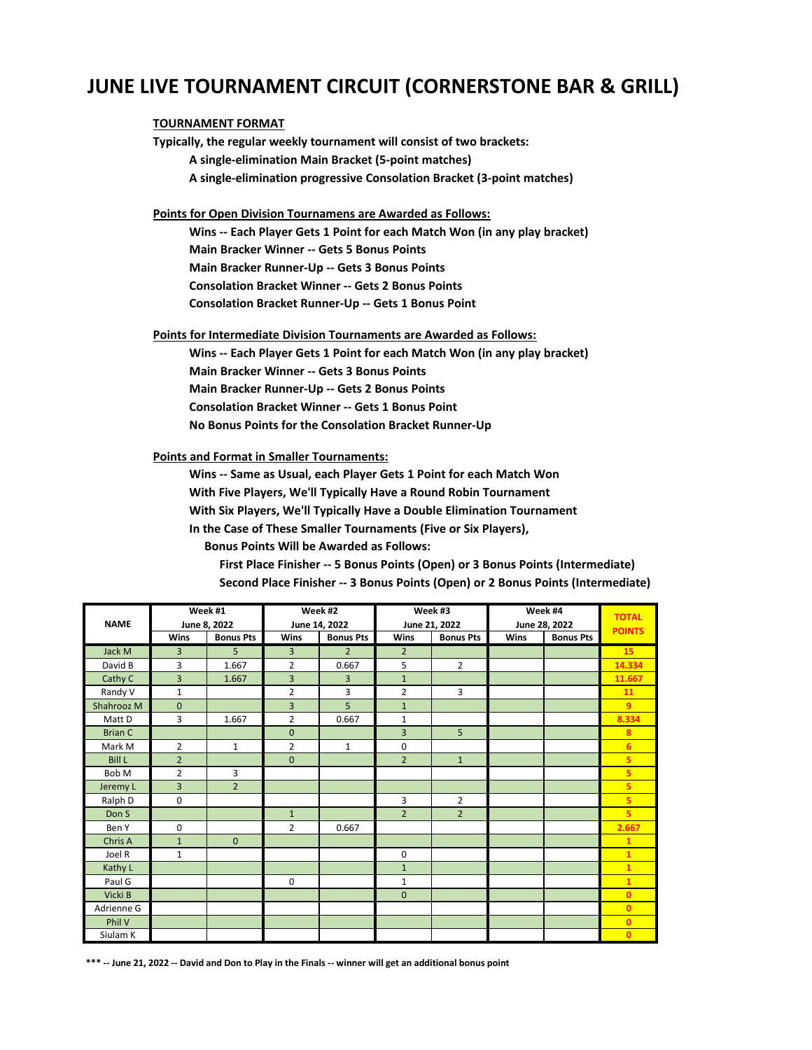# JUNE LIVE TOURNAMENT CIRCUIT (CORNERSTONE BAR & GRILL)

**TOURNAMENT FORMAT**

**Typically, the regular weekly tournament will consist of two brackets:**

- **A single-elimination Main Bracket (5-point matches)**
- **A single-elimination progressive Consolation Bracket (3-point matches)**

**Points for Open Division Tournamens are Awarded as Follows:**

- **Wins -- Each Player Gets 1 Point for each Match Won (in any play bracket)**
- **Main Bracker Winner -- Gets 5 Bonus Points**
- **Main Bracker Runner-Up -- Gets 3 Bonus Points**
- **Consolation Bracket Winner -- Gets 2 Bonus Points**
- **Consolation Bracket Runner-Up -- Gets 1 Bonus Point**

**Points for Intermediate Division Tournaments are Awarded as Follows:**

- **Wins -- Each Player Gets 1 Point for each Match Won (in any play bracket)**
- **Main Bracker Winner -- Gets 3 Bonus Points**
- **Main Bracker Runner-Up -- Gets 2 Bonus Points**
- **Consolation Bracket Winner -- Gets 1 Bonus Point**
- **No Bonus Points for the Consolation Bracket Runner-Up**

**Points and Format in Smaller Tournaments:**

- **Wins -- Same as Usual, each Player Gets 1 Point for each Match Won**
- **With Five Players, We'll Typically Have a Round Robin Tournament**
- **With Six Players, We'll Typically Have a Double Elimination Tournament**
- **In the Case of These Smaller Tournaments (Five or Six Players),**
  - **Bonus Points Will be Awarded as Follows:**
    - **First Place Finisher -- 5 Bonus Points (Open) or 3 Bonus Points (Intermediate)**
    - **Second Place Finisher -- 3 Bonus Points (Open) or 2 Bonus Points (Intermediate)**

| NAME | Week #1 June 8, 2022 | | Week #2 June 14, 2022 | | Week #3 June 21, 2022 | | Week #4 June 28, 2022 | | TOTAL POINTS |
|---|---|---|---|---|---|---|---|---|---|
| | Wins | Bonus Pts | Wins | Bonus Pts | Wins | Bonus Pts | Wins | Bonus Pts | |
| Jack M | 3 | 5 | 3 | 2 | 2 | | | | 15 |
| David B | 3 | 1.667 | 2 | 0.667 | 5 | 2 | | | 14.334 |
| Cathy C | 3 | 1.667 | 3 | 3 | 1 | | | | 11.667 |
| Randy V | 1 | | 2 | 3 | 2 | 3 | | | 11 |
| Shahrooz M | 0 | | 3 | 5 | 1 | | | | 9 |
| Matt D | 3 | 1.667 | 2 | 0.667 | 1 | | | | 8.334 |
| Brian C | | | 0 | | 3 | 5 | | | 8 |
| Mark M | 2 | 1 | 2 | 1 | 0 | | | | 6 |
| Bill L | 2 | | 0 | | 2 | 1 | | | 5 |
| Bob M | 2 | 3 | | | | | | | 5 |
| Jeremy L | 3 | 2 | | | | | | | 5 |
| Ralph D | 0 | | | | 3 | 2 | | | 5 |
| Don S | | | 1 | | 2 | 2 | | | 5 |
| Ben Y | 0 | | 2 | 0.667 | | | | | 2.667 |
| Chris A | 1 | 0 | | | | | | | 1 |
| Joel R | 1 | | | | 0 | | | | 1 |
| Kathy L | | | | | 1 | | | | 1 |
| Paul G | | | 0 | | 1 | | | | 1 |
| Vicki B | | | | | 0 | | | | 0 |
| Adrienne G | | | | | | | | | 0 |
| Phil V | | | | | | | | | 0 |
| Siulam K | | | | | | | | | 0 |

**\*\*\* -- June 21, 2022 -- David and Don to Play in the Finals -- winner will get an additional bonus point**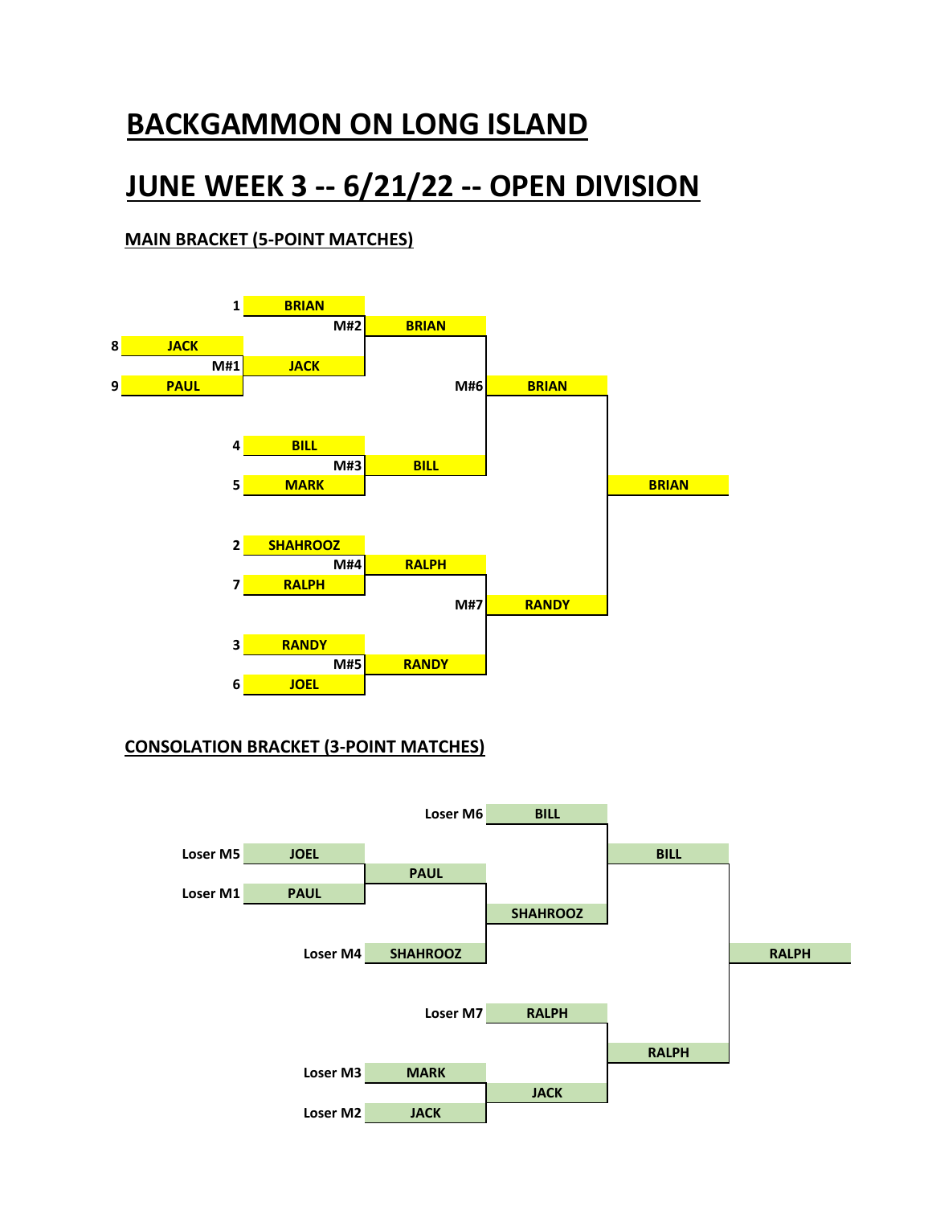# BACKGAMMON ON LONG ISLAND

# JUNE WEEK 3 -- 6/21/22 -- OPEN DIVISION

### MAIN BRACKET (5-POINT MATCHES)

| Seed | Round 1 | Seed | Round 2 | Match | Quarterfinal Winner | Match | Semifinal Winner | Champion |
|---|---|---|---|---|---|---|---|---|
| 8 | JACK | 1 | BRIAN | M#2 | BRIAN | M#6 | BRIAN | BRIAN |
| 9 | PAUL (M#1) | | JACK | | | | | |
| | | 4 | BILL | M#3 | BILL | | | |
| | | 5 | MARK | | | | | |
| | | 2 | SHAHROOZ | M#4 | RALPH | M#7 | RANDY | |
| | | 7 | RALPH | | | | | |
| | | 3 | RANDY | M#5 | RANDY | | | |
| | | 6 | JOEL | | | | | |

### CONSOLATION BRACKET (3-POINT MATCHES)

| Entry | Player | Round 1 Winner | Entry | Player | Round 2 Winner | Entry | Player | Round 3 Winner | Champion |
|---|---|---|---|---|---|---|---|---|---|
| Loser M5 | JOEL | PAUL | Loser M4 | SHAHROOZ | SHAHROOZ | Loser M6 | BILL | BILL | RALPH |
| Loser M1 | PAUL | | | | | | | | |
| | | | Loser M3 | MARK | JACK | Loser M7 | RALPH | RALPH | |
| | | | Loser M2 | JACK | | | | | |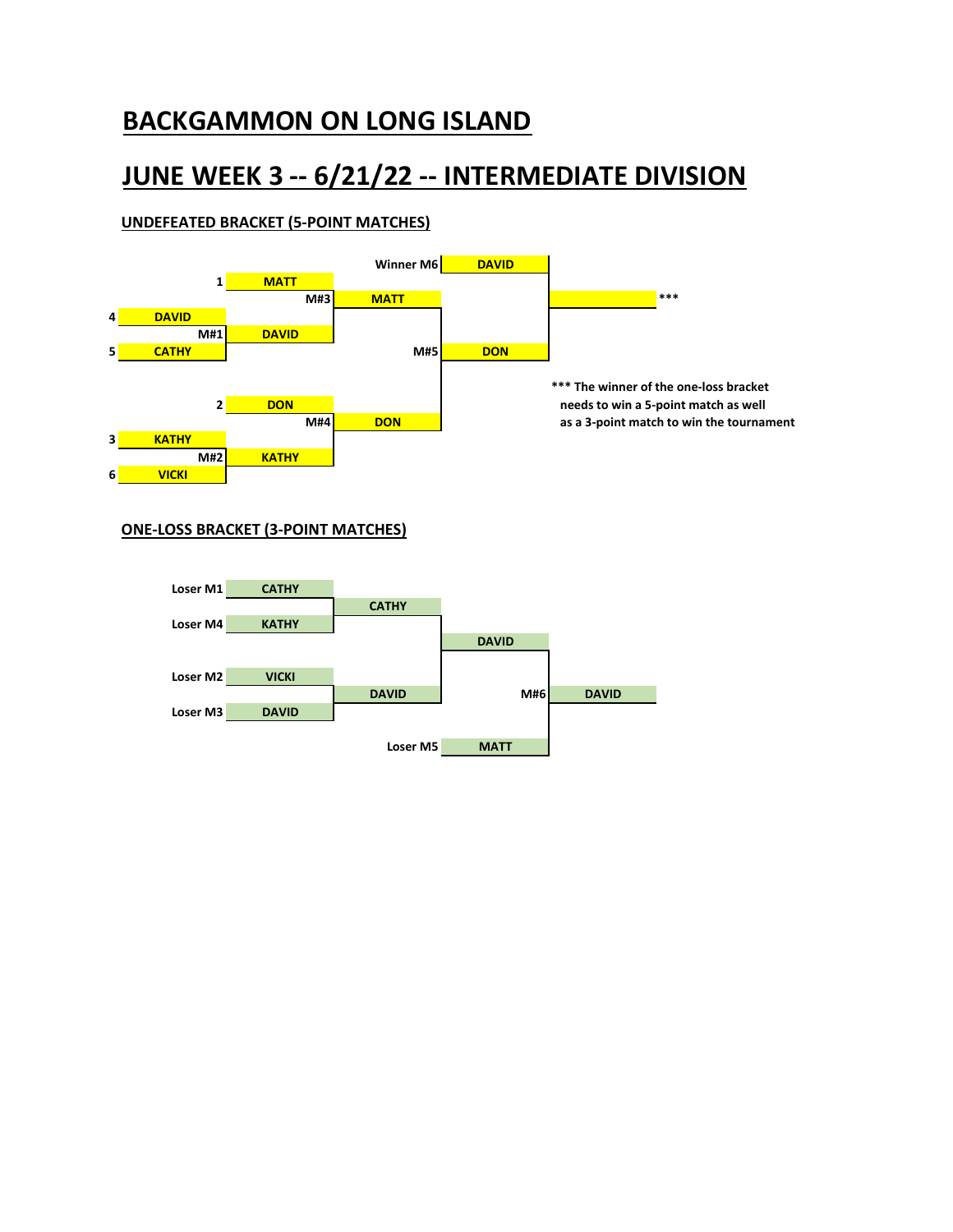# BACKGAMMON ON LONG ISLAND

# JUNE WEEK 3 -- 6/21/22 -- INTERMEDIATE DIVISION

### UNDEFEATED BRACKET (5-POINT MATCHES)

| Seed | Round 1 | Round 2 | Round 3 | Final | Champion |
|---|---|---|---|---|---|
| 1 | | MATT | | | |
| | | M#3 | MATT | | |
| 4 | DAVID | | | | |
| | M#1 | DAVID | | | |
| 5 | CATHY | | | | |
| | | | M#5 | DON | |
| | | | | Winner M6: DAVID | *** |
| 2 | | DON | | | |
| | | M#4 | DON | | |
| 3 | KATHY | | | | |
| | M#2 | KATHY | | | |
| 6 | VICKI | | | | |

*** The winner of the one-loss bracket needs to win a 5-point match as well as a 3-point match to win the tournament

### ONE-LOSS BRACKET (3-POINT MATCHES)

| Entry | Round 1 | Round 2 | Round 3 | M#6 |
|---|---|---|---|---|
| Loser M1 | CATHY | | | |
| | | CATHY | | |
| Loser M4 | KATHY | | | |
| | | | DAVID | |
| Loser M2 | VICKI | | | |
| | | DAVID | | |
| Loser M3 | DAVID | | | |
| | | | | DAVID |
| Loser M5 | | | MATT | |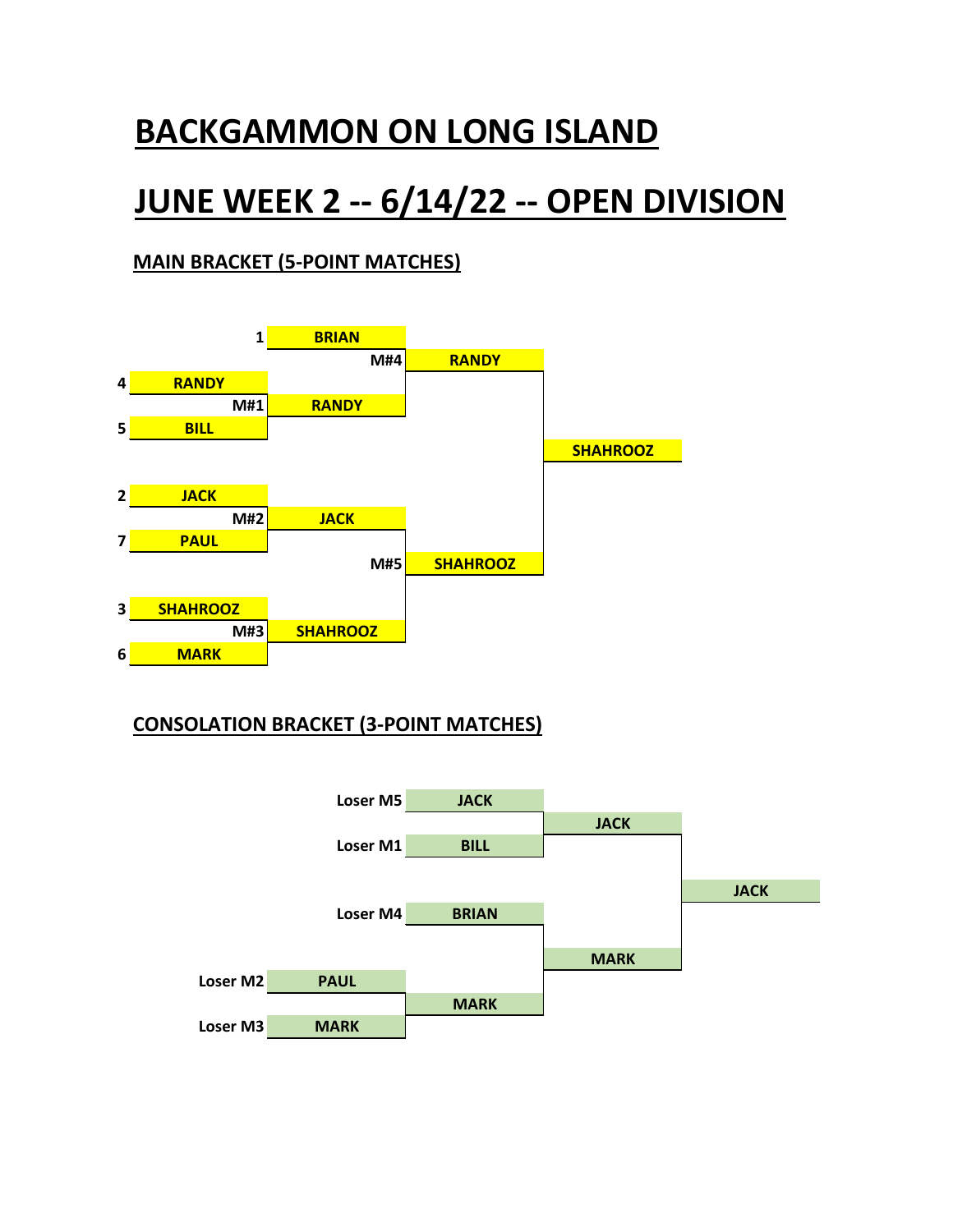# BACKGAMMON ON LONG ISLAND

# JUNE WEEK 2 -- 6/14/22 -- OPEN DIVISION

### MAIN BRACKET (5-POINT MATCHES)

| Seed | Round 1 | Match | Round 2 | Match | Semifinal | Final |
|---|---|---|---|---|---|---|
| 1 | | | BRIAN | | | |
| | | | | M#4 | RANDY | |
| 4 | RANDY | | | | | |
| | | M#1 | RANDY | | | |
| 5 | BILL | | | | | |
| | | | | | | SHAHROOZ |
| 2 | JACK | | | | | |
| | | M#2 | JACK | | | |
| 7 | PAUL | | | | | |
| | | | | M#5 | SHAHROOZ | |
| 3 | SHAHROOZ | | | | | |
| | | M#3 | SHAHROOZ | | | |
| 6 | MARK | | | | | |

### CONSOLATION BRACKET (3-POINT MATCHES)

| Source | Round 1 | Source | Round 2 | Semifinal | Final |
|---|---|---|---|---|---|
| | | Loser M5 | JACK | | |
| | | | | JACK | |
| | | Loser M1 | BILL | | |
| | | | | | JACK |
| | | Loser M4 | BRIAN | | |
| | | | | MARK | |
| Loser M2 | PAUL | | | | |
| | | | MARK | | |
| Loser M3 | MARK | | | | |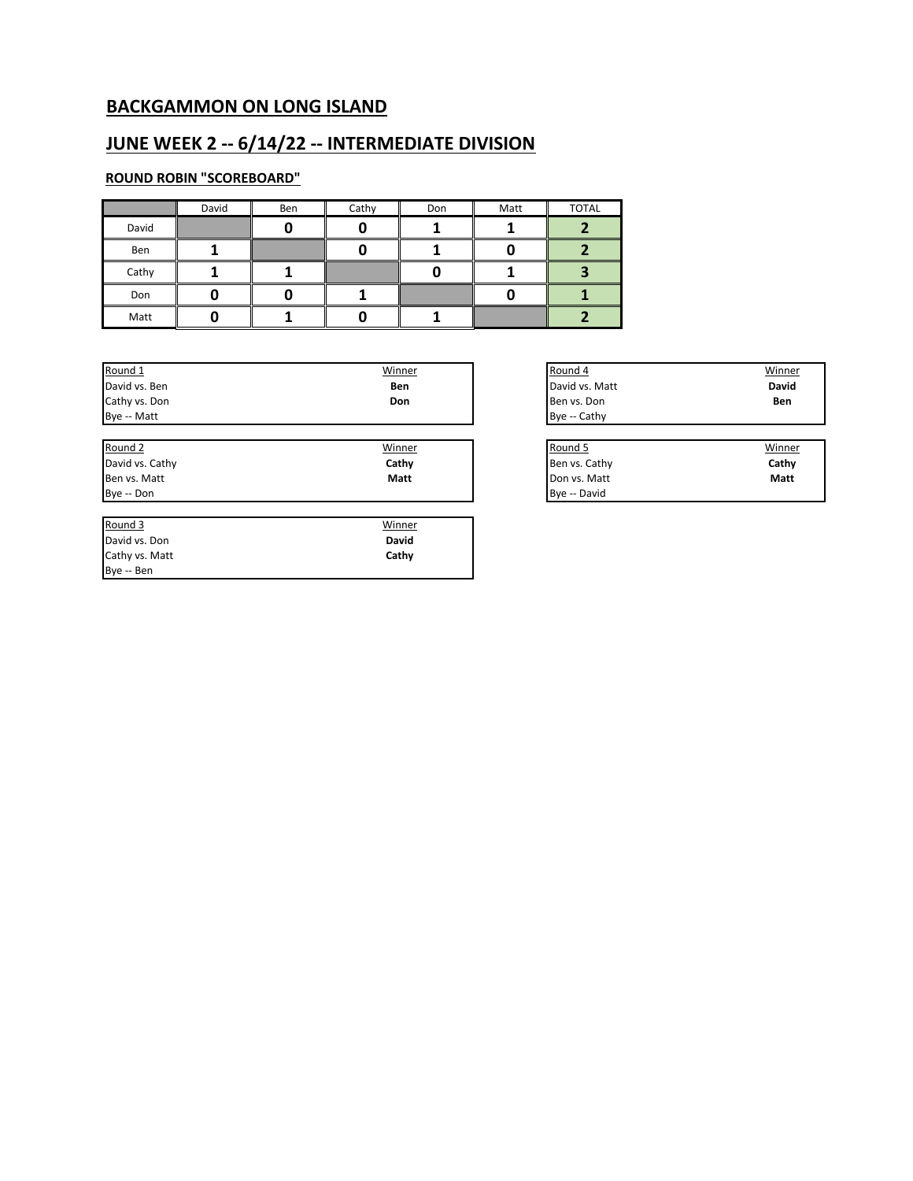## BACKGAMMON ON LONG ISLAND

## JUNE WEEK 2 -- 6/14/22 -- INTERMEDIATE DIVISION

### ROUND ROBIN "SCOREBOARD"

| | David | Ben | Cathy | Don | Matt | TOTAL |
|---|---|---|---|---|---|---|
| David | | 0 | 0 | 1 | 1 | 2 |
| Ben | 1 | | 0 | 1 | 0 | 2 |
| Cathy | 1 | 1 | | 0 | 1 | 3 |
| Don | 0 | 0 | 1 | | 0 | 1 |
| Matt | 0 | 1 | 0 | 1 | | 2 |

| Round 1 | Winner |
|---|---|
| David vs. Ben | **Ben** |
| Cathy vs. Don | **Don** |
| Bye -- Matt | |

| Round 2 | Winner |
|---|---|
| David vs. Cathy | **Cathy** |
| Ben vs. Matt | **Matt** |
| Bye -- Don | |

| Round 3 | Winner |
|---|---|
| David vs. Don | **David** |
| Cathy vs. Matt | **Cathy** |
| Bye -- Ben | |

| Round 4 | Winner |
|---|---|
| David vs. Matt | **David** |
| Ben vs. Don | **Ben** |
| Bye -- Cathy | |

| Round 5 | Winner |
|---|---|
| Ben vs. Cathy | **Cathy** |
| Don vs. Matt | **Matt** |
| Bye -- David | |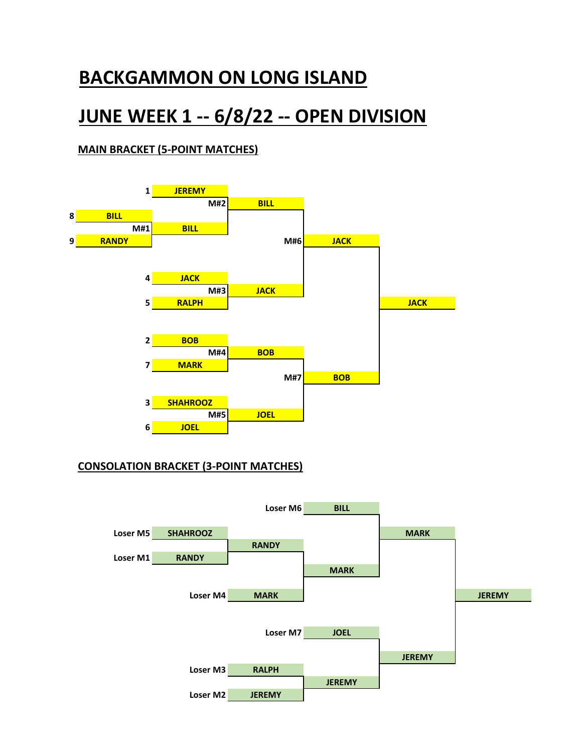# BACKGAMMON ON LONG ISLAND

# JUNE WEEK 1 -- 6/8/22 -- OPEN DIVISION

### MAIN BRACKET (5-POINT MATCHES)

| Match | Player 1 | Player 2 | Winner |
|---|---|---|---|
| M#1 | 8 BILL | 9 RANDY | BILL |
| M#2 | 1 JEREMY | BILL | BILL |
| M#3 | 4 JACK | 5 RALPH | JACK |
| M#4 | 2 BOB | 7 MARK | BOB |
| M#5 | 3 SHAHROOZ | 6 JOEL | JOEL |
| M#6 | BILL | JACK | JACK |
| M#7 | BOB | JOEL | BOB |
| Final | JACK | BOB | JACK |

### CONSOLATION BRACKET (3-POINT MATCHES)

| Player 1 | Player 2 | Winner |
|---|---|---|
| Loser M5: SHAHROOZ | Loser M1: RANDY | RANDY |
| RANDY | Loser M4: MARK | MARK |
| Loser M6: BILL | MARK | MARK |
| Loser M3: RALPH | Loser M2: JEREMY | JEREMY |
| Loser M7: JOEL | JEREMY | JEREMY |
| MARK | JEREMY | JEREMY |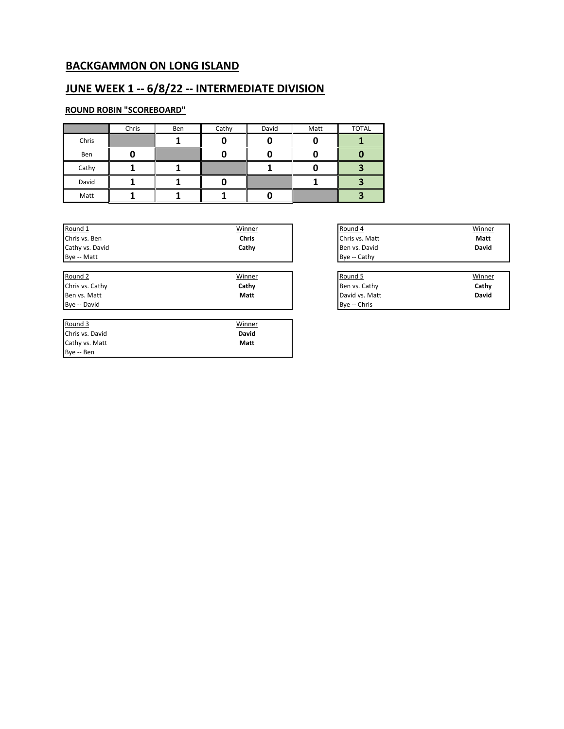## BACKGAMMON ON LONG ISLAND

## JUNE WEEK 1 -- 6/8/22 -- INTERMEDIATE DIVISION

### ROUND ROBIN "SCOREBOARD"

| | Chris | Ben | Cathy | David | Matt | TOTAL |
|---|---|---|---|---|---|---|
| Chris | | 1 | 0 | 0 | 0 | 1 |
| Ben | 0 | | 0 | 0 | 0 | 0 |
| Cathy | 1 | 1 | | 1 | 0 | 3 |
| David | 1 | 1 | 0 | | 1 | 3 |
| Matt | 1 | 1 | 1 | 0 | | 3 |

| Round 1 | Winner |
|---|---|
| Chris vs. Ben | **Chris** |
| Cathy vs. David | **Cathy** |
| Bye -- Matt | |

| Round 2 | Winner |
|---|---|
| Chris vs. Cathy | **Cathy** |
| Ben vs. Matt | **Matt** |
| Bye -- David | |

| Round 3 | Winner |
|---|---|
| Chris vs. David | **David** |
| Cathy vs. Matt | **Matt** |
| Bye -- Ben | |

| Round 4 | Winner |
|---|---|
| Chris vs. Matt | **Matt** |
| Ben vs. David | **David** |
| Bye -- Cathy | |

| Round 5 | Winner |
|---|---|
| Ben vs. Cathy | **Cathy** |
| David vs. Matt | **David** |
| Bye -- Chris | |